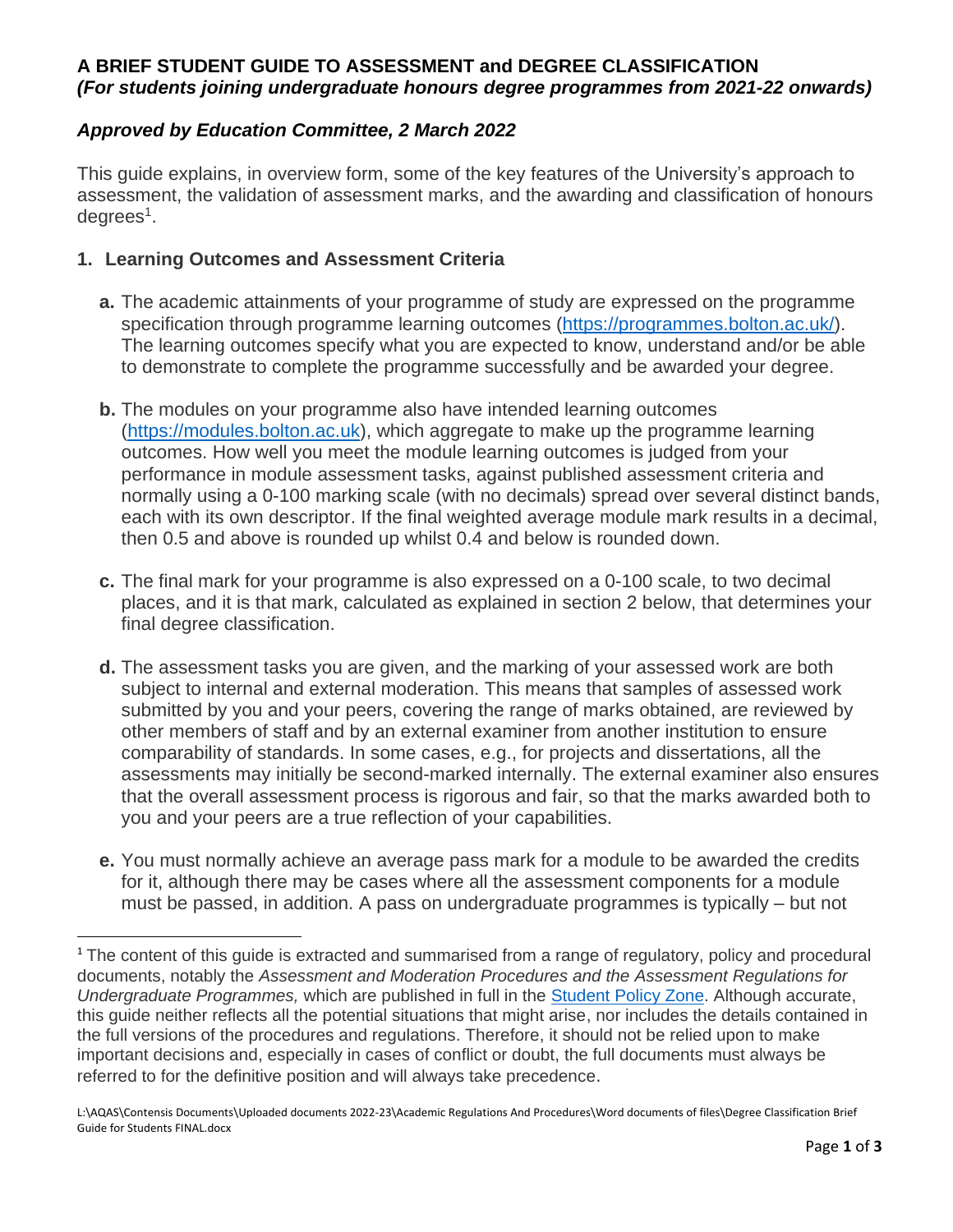# A BRIEF STUDENT GUIDE TO ASSESSMENT and DEGREE CLASSIFICATION
***(For students joining undergraduate honours degree programmes from 2021-22 onwards)***

***Approved by Education Committee, 2 March 2022***

This guide explains, in overview form, some of the key features of the University's approach to assessment, the validation of assessment marks, and the awarding and classification of honours degrees[1].

## 1. Learning Outcomes and Assessment Criteria

**a.** The academic attainments of your programme of study are expressed on the programme specification through programme learning outcomes ([https://programmes.bolton.ac.uk/](https://programmes.bolton.ac.uk/)). The learning outcomes specify what you are expected to know, understand and/or be able to demonstrate to complete the programme successfully and be awarded your degree.

**b.** The modules on your programme also have intended learning outcomes ([https://modules.bolton.ac.uk](https://modules.bolton.ac.uk)), which aggregate to make up the programme learning outcomes. How well you meet the module learning outcomes is judged from your performance in module assessment tasks, against published assessment criteria and normally using a 0-100 marking scale (with no decimals) spread over several distinct bands, each with its own descriptor. If the final weighted average module mark results in a decimal, then 0.5 and above is rounded up whilst 0.4 and below is rounded down.

**c.** The final mark for your programme is also expressed on a 0-100 scale, to two decimal places, and it is that mark, calculated as explained in section 2 below, that determines your final degree classification.

**d.** The assessment tasks you are given, and the marking of your assessed work are both subject to internal and external moderation. This means that samples of assessed work submitted by you and your peers, covering the range of marks obtained, are reviewed by other members of staff and by an external examiner from another institution to ensure comparability of standards. In some cases, e.g., for projects and dissertations, all the assessments may initially be second-marked internally. The external examiner also ensures that the overall assessment process is rigorous and fair, so that the marks awarded both to you and your peers are a true reflection of your capabilities.

**e.** You must normally achieve an average pass mark for a module to be awarded the credits for it, although there may be cases where all the assessment components for a module must be passed, in addition. A pass on undergraduate programmes is typically – but not

[1] The content of this guide is extracted and summarised from a range of regulatory, policy and procedural documents, notably the *Assessment and Moderation Procedures and the Assessment Regulations for Undergraduate Programmes,* which are published in full in the Student Policy Zone. Although accurate, this guide neither reflects all the potential situations that might arise, nor includes the details contained in the full versions of the procedures and regulations. Therefore, it should not be relied upon to make important decisions and, especially in cases of conflict or doubt, the full documents must always be referred to for the definitive position and will always take precedence.

L:\AQAS\Contensis Documents\Uploaded documents 2022-23\Academic Regulations And Procedures\Word documents of files\Degree Classification Brief Guide for Students FINAL.docx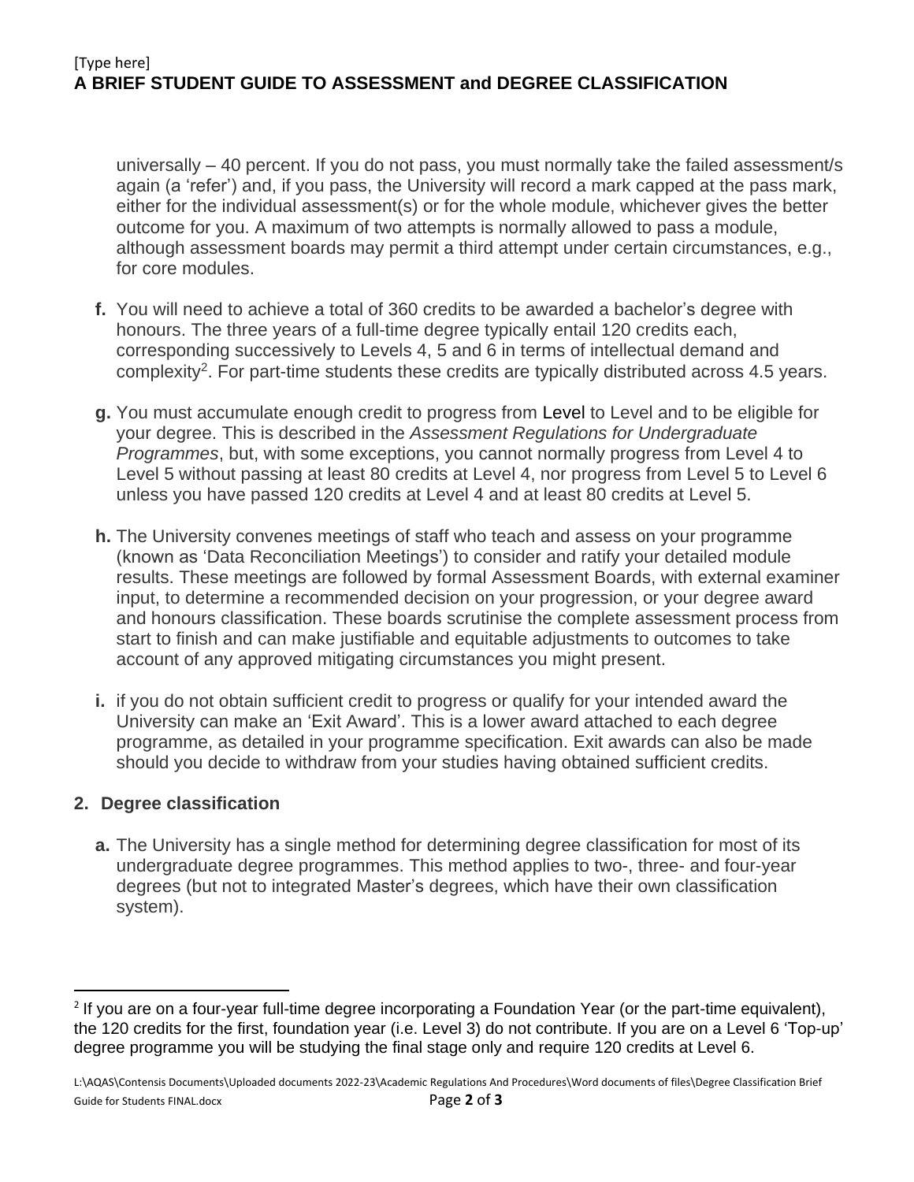universally – 40 percent. If you do not pass, you must normally take the failed assessment/s again (a 'refer') and, if you pass, the University will record a mark capped at the pass mark, either for the individual assessment(s) or for the whole module, whichever gives the better outcome for you. A maximum of two attempts is normally allowed to pass a module, although assessment boards may permit a third attempt under certain circumstances, e.g., for core modules.

**f.** You will need to achieve a total of 360 credits to be awarded a bachelor's degree with honours. The three years of a full-time degree typically entail 120 credits each, corresponding successively to Levels 4, 5 and 6 in terms of intellectual demand and complexity[2]. For part-time students these credits are typically distributed across 4.5 years.

**g.** You must accumulate enough credit to progress from Level to Level and to be eligible for your degree. This is described in the *Assessment Regulations for Undergraduate Programmes*, but, with some exceptions, you cannot normally progress from Level 4 to Level 5 without passing at least 80 credits at Level 4, nor progress from Level 5 to Level 6 unless you have passed 120 credits at Level 4 and at least 80 credits at Level 5.

**h.** The University convenes meetings of staff who teach and assess on your programme (known as 'Data Reconciliation Meetings') to consider and ratify your detailed module results. These meetings are followed by formal Assessment Boards, with external examiner input, to determine a recommended decision on your progression, or your degree award and honours classification. These boards scrutinise the complete assessment process from start to finish and can make justifiable and equitable adjustments to outcomes to take account of any approved mitigating circumstances you might present.

**i.** if you do not obtain sufficient credit to progress or qualify for your intended award the University can make an 'Exit Award'. This is a lower award attached to each degree programme, as detailed in your programme specification. Exit awards can also be made should you decide to withdraw from your studies having obtained sufficient credits.

## 2. Degree classification

**a.** The University has a single method for determining degree classification for most of its undergraduate degree programmes. This method applies to two-, three- and four-year degrees (but not to integrated Master's degrees, which have their own classification system).

---

[2] If you are on a four-year full-time degree incorporating a Foundation Year (or the part-time equivalent), the 120 credits for the first, foundation year (i.e. Level 3) do not contribute. If you are on a Level 6 'Top-up' degree programme you will be studying the final stage only and require 120 credits at Level 6.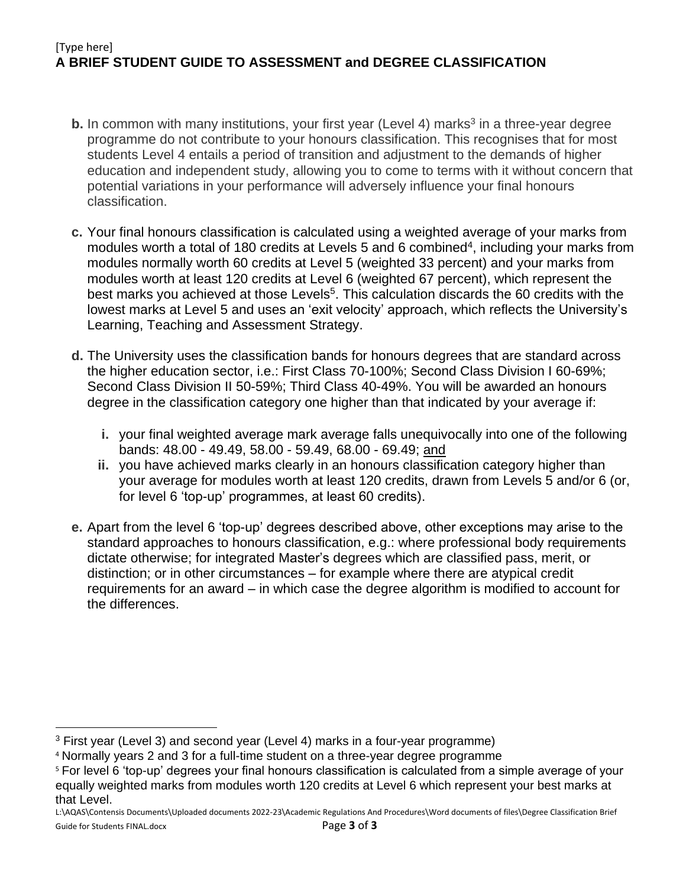- **b.** In common with many institutions, your first year (Level 4) marks[3] in a three-year degree programme do not contribute to your honours classification. This recognises that for most students Level 4 entails a period of transition and adjustment to the demands of higher education and independent study, allowing you to come to terms with it without concern that potential variations in your performance will adversely influence your final honours classification.

- **c.** Your final honours classification is calculated using a weighted average of your marks from modules worth a total of 180 credits at Levels 5 and 6 combined[4], including your marks from modules normally worth 60 credits at Level 5 (weighted 33 percent) and your marks from modules worth at least 120 credits at Level 6 (weighted 67 percent), which represent the best marks you achieved at those Levels[5]. This calculation discards the 60 credits with the lowest marks at Level 5 and uses an 'exit velocity' approach, which reflects the University's Learning, Teaching and Assessment Strategy.

- **d.** The University uses the classification bands for honours degrees that are standard across the higher education sector, i.e.: First Class 70-100%; Second Class Division I 60-69%; Second Class Division II 50-59%; Third Class 40-49%. You will be awarded an honours degree in the classification category one higher than that indicated by your average if:

  - **i.** your final weighted average mark average falls unequivocally into one of the following bands: 48.00 - 49.49, 58.00 - 59.49, 68.00 - 69.49; <u>and</u>
  - **ii.** you have achieved marks clearly in an honours classification category higher than your average for modules worth at least 120 credits, drawn from Levels 5 and/or 6 (or, for level 6 'top-up' programmes, at least 60 credits).

- **e.** Apart from the level 6 'top-up' degrees described above, other exceptions may arise to the standard approaches to honours classification, e.g.: where professional body requirements dictate otherwise; for integrated Master's degrees which are classified pass, merit, or distinction; or in other circumstances – for example where there are atypical credit requirements for an award – in which case the degree algorithm is modified to account for the differences.

---

[3] First year (Level 3) and second year (Level 4) marks in a four-year programme)

[4] Normally years 2 and 3 for a full-time student on a three-year degree programme

[5] For level 6 'top-up' degrees your final honours classification is calculated from a simple average of your equally weighted marks from modules worth 120 credits at Level 6 which represent your best marks at that Level.